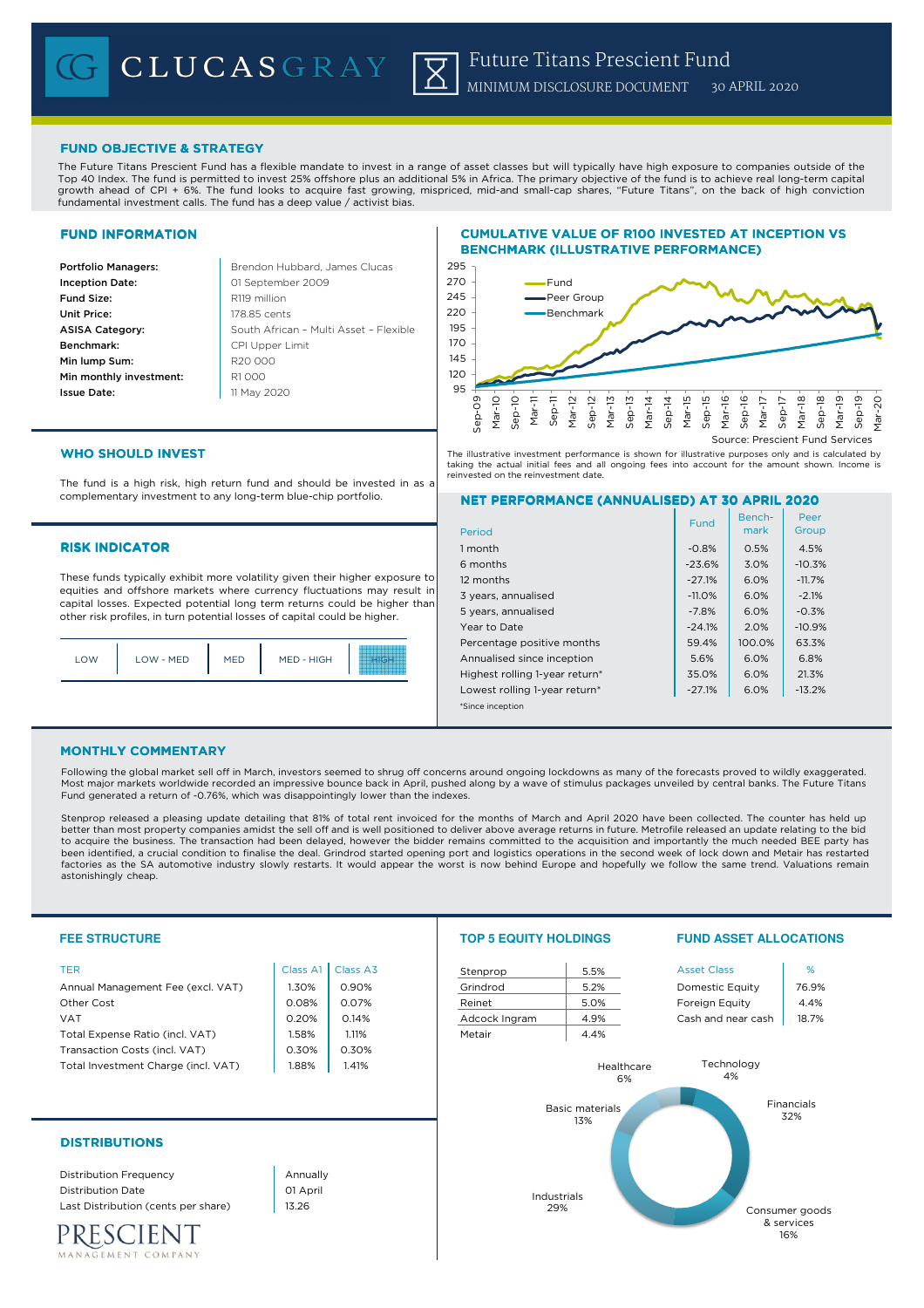# CLUCASGRAY

## Future Titans Prescient Fund

MINIMUM DISCLOSURE DOCUMENT 30 APRIL 2020

### FUND OBJECTIVE & STRATEGY

The Future Titans Prescient Fund has a flexible mandate to invest in a range of asset classes but will typically have high exposure to companies outside of the Top 40 Index. The fund is permitted to invest 25% offshore plus an additional 5% in Africa. The primary objective of the fund is to achieve real long-term capital growth ahead of CPI + 6%. The fund looks to acquire fast growing, mispriced, mid-and small-cap shares, "Future Titans", on the back of high conviction fundamental investment calls. The fund has a deep value / activist bias.

### FUND INFORMATION

| | |
|---|---|
| **Portfolio Managers:** | Brendon Hubbard, James Clucas |
| **Inception Date:** | 01 September 2009 |
| **Fund Size:** | R119 million |
| **Unit Price:** | 178.85 cents |
| **ASISA Category:** | South African – Multi Asset – Flexible |
| **Benchmark:** | CPI Upper Limit |
| **Min lump Sum:** | R20 000 |
| **Min monthly investment:** | R1 000 |
| **Issue Date:** | 11 May 2020 |

### CUMULATIVE VALUE OF R100 INVESTED AT INCEPTION VS BENCHMARK (ILLUSTRATIVE PERFORMANCE)

Source: Prescient Fund Services

The illustrative investment performance is shown for illustrative purposes only and is calculated by taking the actual initial fees and all ongoing fees into account for the amount shown. Income is reinvested on the reinvestment date.

### WHO SHOULD INVEST

The fund is a high risk, high return fund and should be invested in as a complementary investment to any long-term blue-chip portfolio.

### RISK INDICATOR

These funds typically exhibit more volatility given their higher exposure to equities and offshore markets where currency fluctuations may result in capital losses. Expected potential long term returns could be higher than other risk profiles, in turn potential losses of capital could be higher.

LOW | LOW - MED | MED | MED - HIGH | **HIGH**

### NET PERFORMANCE (ANNUALISED) AT 30 APRIL 2020

| Period | Fund | Bench-mark | Peer Group |
|---|---|---|---|
| 1 month | -0.8% | 0.5% | 4.5% |
| 6 months | -23.6% | 3.0% | -10.3% |
| 12 months | -27.1% | 6.0% | -11.7% |
| 3 years, annualised | -11.0% | 6.0% | -2.1% |
| 5 years, annualised | -7.8% | 6.0% | -0.3% |
| Year to Date | -24.1% | 2.0% | -10.9% |
| Percentage positive months | 59.4% | 100.0% | 63.3% |
| Annualised since inception | 5.6% | 6.0% | 6.8% |
| Highest rolling 1-year return* | 35.0% | 6.0% | 21.3% |
| Lowest rolling 1-year return* | -27.1% | 6.0% | -13.2% |

*Since inception

### MONTHLY COMMENTARY

Following the global market sell off in March, investors seemed to shrug off concerns around ongoing lockdowns as many of the forecasts proved to wildly exaggerated. Most major markets worldwide recorded an impressive bounce back in April, pushed along by a wave of stimulus packages unveiled by central banks. The Future Titans Fund generated a return of -0.76%, which was disappointingly lower than the indexes.

Stenprop released a pleasing update detailing that 81% of total rent invoiced for the months of March and April 2020 have been collected. The counter has held up better than most property companies amidst the sell off and is well positioned to deliver above average returns in future. Metrofile released an update relating to the bid to acquire the business. The transaction had been delayed, however the bidder remains committed to the acquisition and importantly the much needed BEE party has been identified, a crucial condition to finalise the deal. Grindrod started opening port and logistics operations in the second week of lock down and Metair has restarted factories as the SA automotive industry slowly restarts. It would appear the worst is now behind Europe and hopefully we follow the same trend. Valuations remain astonishingly cheap.

### FEE STRUCTURE

| TER | Class A1 | Class A3 |
|---|---|---|
| Annual Management Fee (excl. VAT) | 1.30% | 0.90% |
| Other Cost | 0.08% | 0.07% |
| VAT | 0.20% | 0.14% |
| Total Expense Ratio (incl. VAT) | 1.58% | 1.11% |
| Transaction Costs (incl. VAT) | 0.30% | 0.30% |
| Total Investment Charge (incl. VAT) | 1.88% | 1.41% |

### DISTRIBUTIONS

| | |
|---|---|
| Distribution Frequency | Annually |
| Distribution Date | 01 April |
| Last Distribution (cents per share) | 13.26 |

PRESCIENT MANAGEMENT COMPANY

### TOP 5 EQUITY HOLDINGS

| | |
|---|---|
| Stenprop | 5.5% |
| Grindrod | 5.2% |
| Reinet | 5.0% |
| Adcock Ingram | 4.9% |
| Metair | 4.4% |

### FUND ASSET ALLOCATIONS

| Asset Class | % |
|---|---|
| Domestic Equity | 76.9% |
| Foreign Equity | 4.4% |
| Cash and near cash | 18.7% |

| Sector | % |
|---|---|
| Financials | 32% |
| Industrials | 29% |
| Consumer goods & services | 16% |
| Basic materials | 13% |
| Healthcare | 6% |
| Technology | 4% |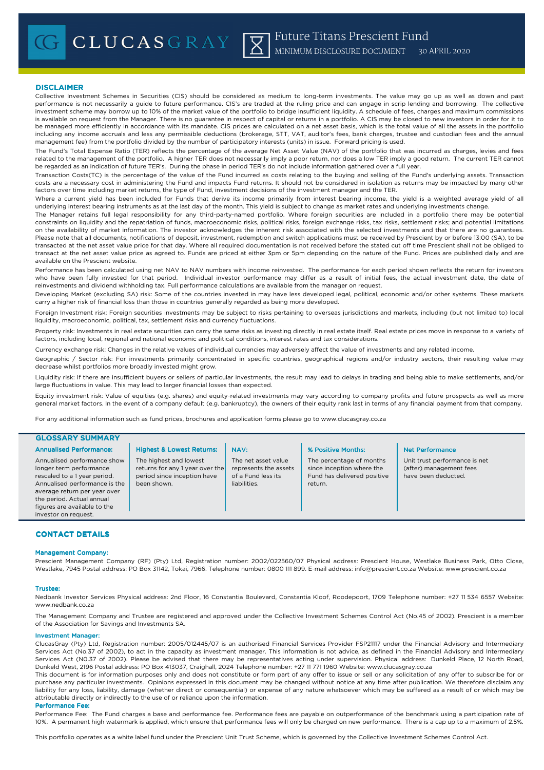# Future Titans Prescient Fund

MINIMUM DISCLOSURE DOCUMENT 30 APRIL 2020

## DISCLAIMER

Collective Investment Schemes in Securities (CIS) should be considered as medium to long-term investments. The value may go up as well as down and past performance is not necessarily a guide to future performance. CIS's are traded at the ruling price and can engage in scrip lending and borrowing. The collective investment scheme may borrow up to 10% of the market value of the portfolio to bridge insufficient liquidity. A schedule of fees, charges and maximum commissions is available on request from the Manager. There is no guarantee in respect of capital or returns in a portfolio. A CIS may be closed to new investors in order for it to be managed more efficiently in accordance with its mandate. CIS prices are calculated on a net asset basis, which is the total value of all the assets in the portfolio including any income accruals and less any permissible deductions (brokerage, STT, VAT, auditor's fees, bank charges, trustee and custodian fees and the annual management fee) from the portfolio divided by the number of participatory interests (units) in issue. Forward pricing is used.

The Fund's Total Expense Ratio (TER) reflects the percentage of the average Net Asset Value (NAV) of the portfolio that was incurred as charges, levies and fees related to the management of the portfolio. A higher TER does not necessarily imply a poor return, nor does a low TER imply a good return. The current TER cannot be regarded as an indication of future TER's. During the phase in period TER's do not include information gathered over a full year.

Transaction Costs(TC) is the percentage of the value of the Fund incurred as costs relating to the buying and selling of the Fund's underlying assets. Transaction costs are a necessary cost in administering the Fund and impacts Fund returns. It should not be considered in isolation as returns may be impacted by many other factors over time including market returns, the type of Fund, investment decisions of the investment manager and the TER.

Where a current yield has been included for Funds that derive its income primarily from interest bearing income, the yield is a weighted average yield of all underlying interest bearing instruments as at the last day of the month. This yield is subject to change as market rates and underlying investments change.

The Manager retains full legal responsibility for any third-party-named portfolio. Where foreign securities are included in a portfolio there may be potential constraints on liquidity and the repatriation of funds, macroeconomic risks, political risks, foreign exchange risks, tax risks, settlement risks; and potential limitations on the availability of market information. The investor acknowledges the inherent risk associated with the selected investments and that there are no guarantees. Please note that all documents, notifications of deposit, investment, redemption and switch applications must be received by Prescient by or before 13:00 (SA), to be transacted at the net asset value price for that day. Where all required documentation is not received before the stated cut off time Prescient shall not be obliged to transact at the net asset value price as agreed to. Funds are priced at either 3pm or 5pm depending on the nature of the Fund. Prices are published daily and are available on the Prescient website.

Performance has been calculated using net NAV to NAV numbers with income reinvested. The performance for each period shown reflects the return for investors who have been fully invested for that period. Individual investor performance may differ as a result of initial fees, the actual investment date, the date of reinvestments and dividend withholding tax. Full performance calculations are available from the manager on request.

Developing Market (excluding SA) risk: Some of the countries invested in may have less developed legal, political, economic and/or other systems. These markets carry a higher risk of financial loss than those in countries generally regarded as being more developed.

Foreign Investment risk: Foreign securities investments may be subject to risks pertaining to overseas jurisdictions and markets, including (but not limited to) local liquidity, macroeconomic, political, tax, settlement risks and currency fluctuations.

Property risk: Investments in real estate securities can carry the same risks as investing directly in real estate itself. Real estate prices move in response to a variety of factors, including local, regional and national economic and political conditions, interest rates and tax considerations.

Currency exchange risk: Changes in the relative values of individual currencies may adversely affect the value of investments and any related income.

Geographic / Sector risk: For investments primarily concentrated in specific countries, geographical regions and/or industry sectors, their resulting value may decrease whilst portfolios more broadly invested might grow.

Liquidity risk: If there are insufficient buyers or sellers of particular investments, the result may lead to delays in trading and being able to make settlements, and/or large fluctuations in value. This may lead to larger financial losses than expected.

Equity investment risk: Value of equities (e.g. shares) and equity-related investments may vary according to company profits and future prospects as well as more general market factors. In the event of a company default (e.g. bankruptcy), the owners of their equity rank last in terms of any financial payment from that company.

For any additional information such as fund prices, brochures and application forms please go to www.clucasgray.co.za

## GLOSSARY SUMMARY

**Annualised Performance:** Annualised performance show longer term performance rescaled to a 1 year period. Annualised performance is the average return per year over the period. Actual annual figures are available to the investor on request.

**Highest & Lowest Returns:** The highest and lowest returns for any 1 year over the period since inception have been shown.

**NAV:** The net asset value represents the assets of a Fund less its liabilities.

**% Positive Months:** The percentage of months since inception where the Fund has delivered positive return.

**Net Performance** Unit trust performance is net (after) management fees have been deducted.

## CONTACT DETAILS

**Management Company:**

Prescient Management Company (RF) (Pty) Ltd, Registration number: 2002/022560/07 Physical address: Prescient House, Westlake Business Park, Otto Close, Westlake, 7945 Postal address: PO Box 31142, Tokai, 7966. Telephone number: 0800 111 899. E-mail address: info@prescient.co.za Website: www.prescient.co.za

**Trustee:**

Nedbank Investor Services Physical address: 2nd Floor, 16 Constantia Boulevard, Constantia Kloof, Roodepoort, 1709 Telephone number: +27 11 534 6557 Website: www.nedbank.co.za

The Management Company and Trustee are registered and approved under the Collective Investment Schemes Control Act (No.45 of 2002). Prescient is a member of the Association for Savings and Investments SA.

**Investment Manager:**

ClucasGray (Pty) Ltd, Registration number: 2005/012445/07 is an authorised Financial Services Provider FSP21117 under the Financial Advisory and Intermediary Services Act (No.37 of 2002), to act in the capacity as investment manager. This information is not advice, as defined in the Financial Advisory and Intermediary Services Act (N0.37 of 2002). Please be advised that there may be representatives acting under supervision. Physical address: Dunkeld Place, 12 North Road, Dunkeld West, 2196 Postal address: PO Box 413037, Craighall, 2024 Telephone number: +27 11 771 1960 Website: www.clucasgray.co.za

This document is for information purposes only and does not constitute or form part of any offer to issue or sell or any solicitation of any offer to subscribe for or purchase any particular investments. Opinions expressed in this document may be changed without notice at any time after publication. We therefore disclaim any liability for any loss, liability, damage (whether direct or consequential) or expense of any nature whatsoever which may be suffered as a result of or which may be attributable directly or indirectly to the use of or reliance upon the information.

**Performance Fee:**

Performance Fee: The Fund charges a base and performance fee. Performance fees are payable on outperformance of the benchmark using a participation rate of 10%. A permanent high watermark is applied, which ensure that performance fees will only be charged on new performance. There is a cap up to a maximum of 2.5%.

This portfolio operates as a white label fund under the Prescient Unit Trust Scheme, which is governed by the Collective Investment Schemes Control Act.